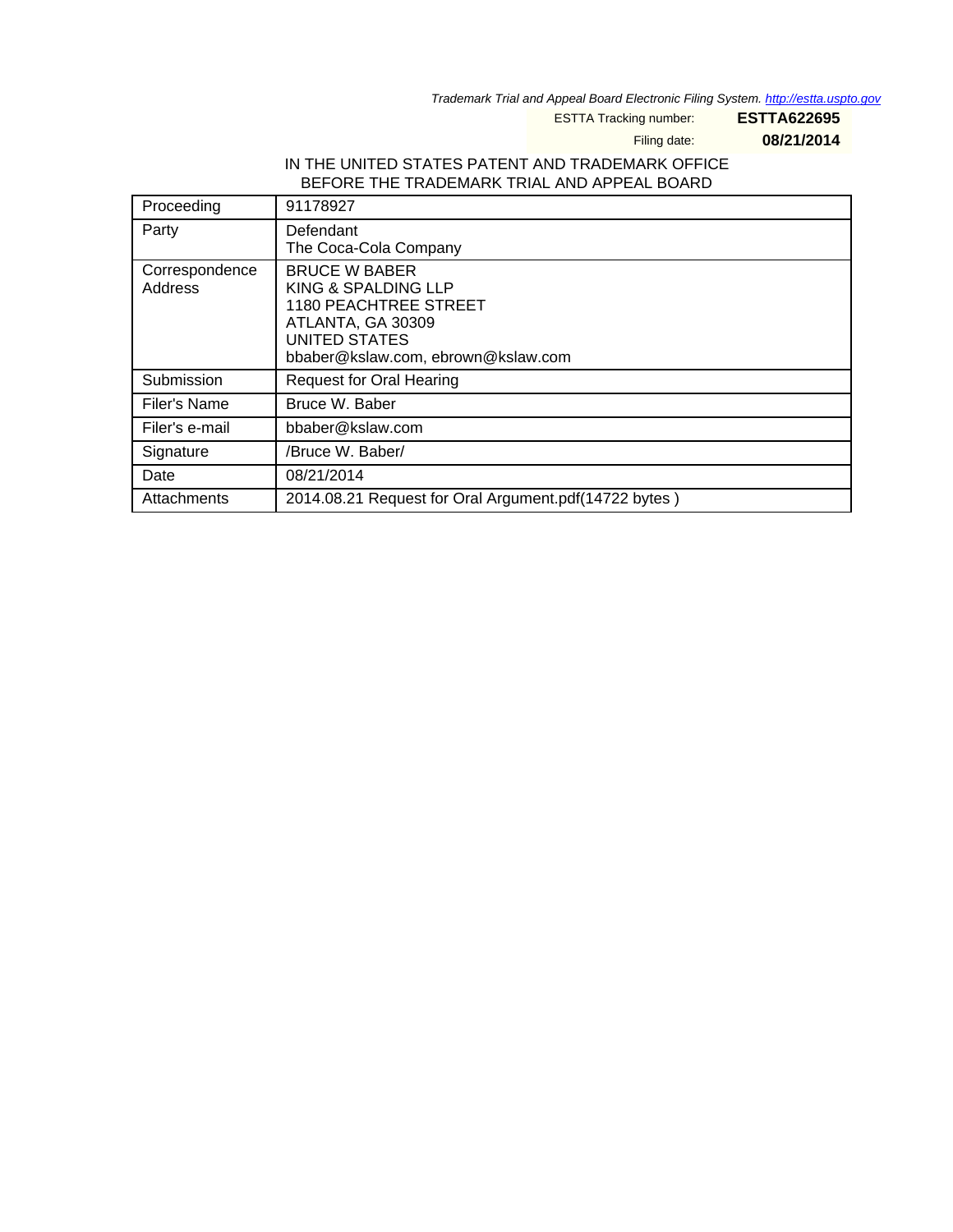*Trademark Trial and Appeal Board Electronic Filing System. http://estta.uspto.gov*

ESTTA Tracking number: **ESTTA622695**

Filing date: **08/21/2014**

IN THE UNITED STATES PATENT AND TRADEMARK OFFICE
BEFORE THE TRADEMARK TRIAL AND APPEAL BOARD

| | |
|---|---|
| Proceeding | 91178927 |
| Party | Defendant<br>The Coca-Cola Company |
| Correspondence Address | BRUCE W BABER<br>KING & SPALDING LLP<br>1180 PEACHTREE STREET<br>ATLANTA, GA 30309<br>UNITED STATES<br>bbaber@kslaw.com, ebrown@kslaw.com |
| Submission | Request for Oral Hearing |
| Filer's Name | Bruce W. Baber |
| Filer's e-mail | bbaber@kslaw.com |
| Signature | /Bruce W. Baber/ |
| Date | 08/21/2014 |
| Attachments | 2014.08.21 Request for Oral Argument.pdf(14722 bytes ) |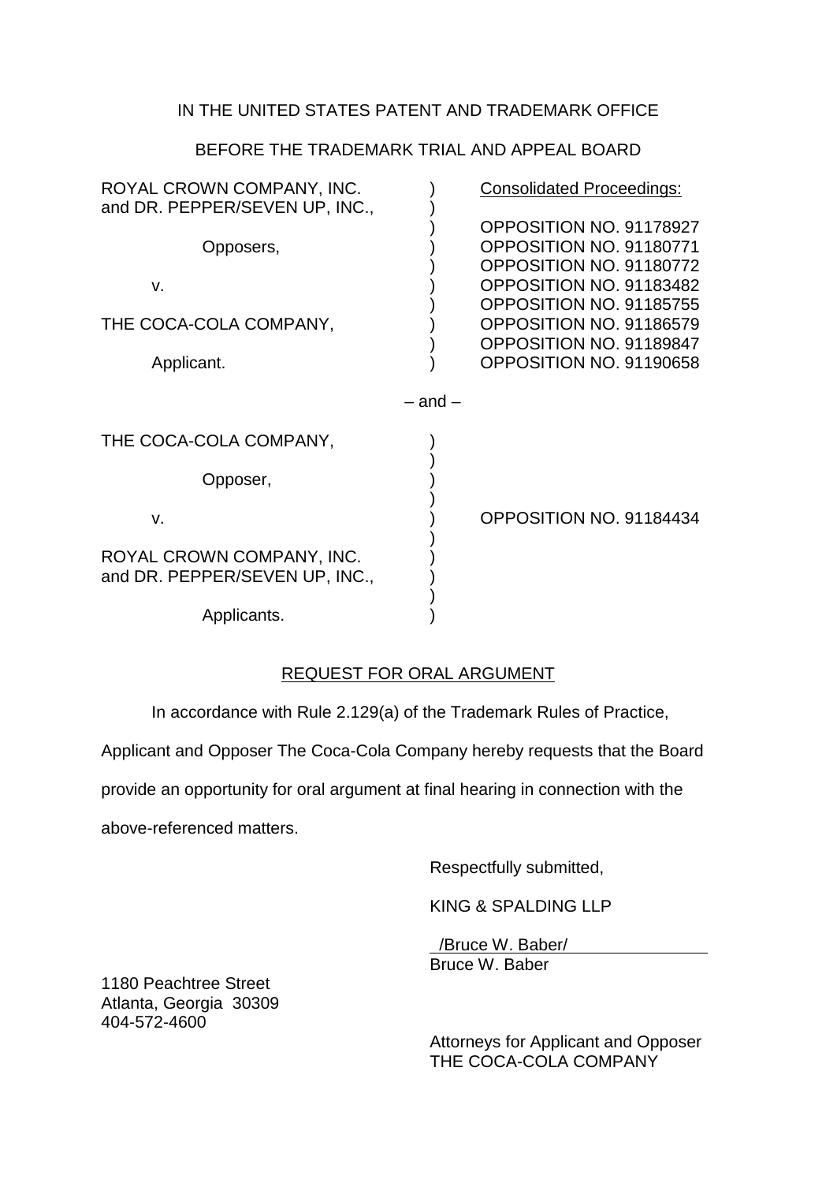IN THE UNITED STATES PATENT AND TRADEMARK OFFICE

BEFORE THE TRADEMARK TRIAL AND APPEAL BOARD

| | | |
|---|---|---|
| ROYAL CROWN COMPANY, INC. and DR. PEPPER/SEVEN UP, INC., | ) | Consolidated Proceedings: |
| | ) | OPPOSITION NO. 91178927 |
| Opposers, | ) | OPPOSITION NO. 91180771 |
| | ) | OPPOSITION NO. 91180772 |
| v. | ) | OPPOSITION NO. 91183482 |
| | ) | OPPOSITION NO. 91185755 |
| THE COCA-COLA COMPANY, | ) | OPPOSITION NO. 91186579 |
| | ) | OPPOSITION NO. 91189847 |
| Applicant. | ) | OPPOSITION NO. 91190658 |

– and –

| | | |
|---|---|---|
| THE COCA-COLA COMPANY, | ) | |
| Opposer, | ) | |
| v. | ) | OPPOSITION NO. 91184434 |
| ROYAL CROWN COMPANY, INC. and DR. PEPPER/SEVEN UP, INC., | ) | |
| Applicants. | ) | |

## REQUEST FOR ORAL ARGUMENT

In accordance with Rule 2.129(a) of the Trademark Rules of Practice, Applicant and Opposer The Coca-Cola Company hereby requests that the Board provide an opportunity for oral argument at final hearing in connection with the above-referenced matters.

Respectfully submitted,

KING & SPALDING LLP

/Bruce W. Baber/
Bruce W. Baber

1180 Peachtree Street
Atlanta, Georgia 30309
404-572-4600

Attorneys for Applicant and Opposer
THE COCA-COLA COMPANY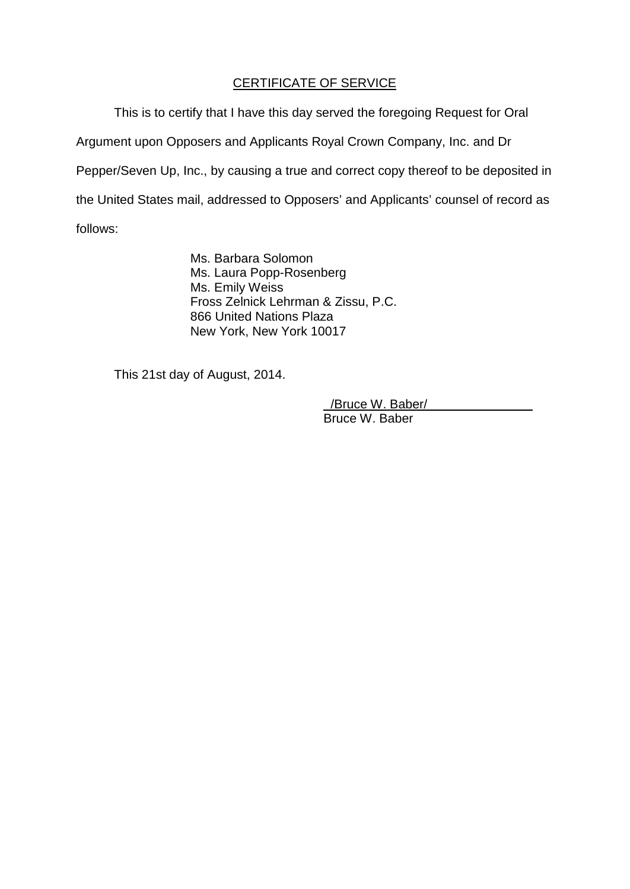## CERTIFICATE OF SERVICE

This is to certify that I have this day served the foregoing Request for Oral Argument upon Opposers and Applicants Royal Crown Company, Inc. and Dr Pepper/Seven Up, Inc., by causing a true and correct copy thereof to be deposited in the United States mail, addressed to Opposers' and Applicants' counsel of record as follows:

> Ms. Barbara Solomon
> Ms. Laura Popp-Rosenberg
> Ms. Emily Weiss
> Fross Zelnick Lehrman & Zissu, P.C.
> 866 United Nations Plaza
> New York, New York 10017

This 21st day of August, 2014.

/Bruce W. Baber/
Bruce W. Baber